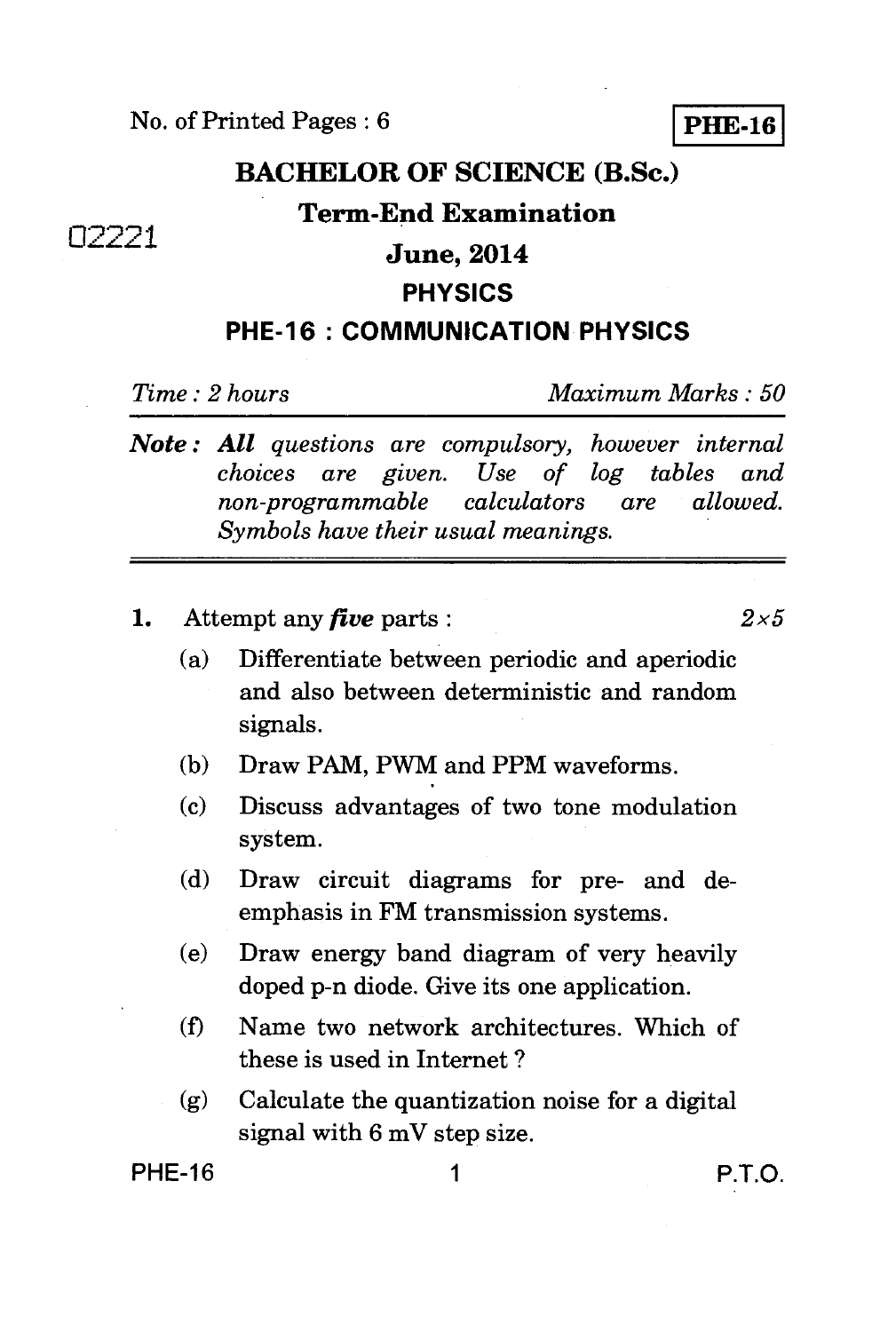No. of Printed Pages : 6

**PHE-16**

# BACHELOR OF SCIENCE (B.Sc.)

## Term-End Examination

02221

## June, 2014

## PHYSICS

## PHE-16 : COMMUNICATION PHYSICS

*Time : 2 hours* *Maximum Marks : 50*

***Note :*** ***All*** *questions are compulsory, however internal choices are given. Use of log tables and non-programmable calculators are allowed. Symbols have their usual meanings.*

**1.** Attempt any ***five*** parts : *2×5*

(a) Differentiate between periodic and aperiodic and also between deterministic and random signals.

(b) Draw PAM, PWM and PPM waveforms.

(c) Discuss advantages of two tone modulation system.

(d) Draw circuit diagrams for pre- and de-emphasis in FM transmission systems.

(e) Draw energy band diagram of very heavily doped p-n diode. Give its one application.

(f) Name two network architectures. Which of these is used in Internet ?

(g) Calculate the quantization noise for a digital signal with 6 mV step size.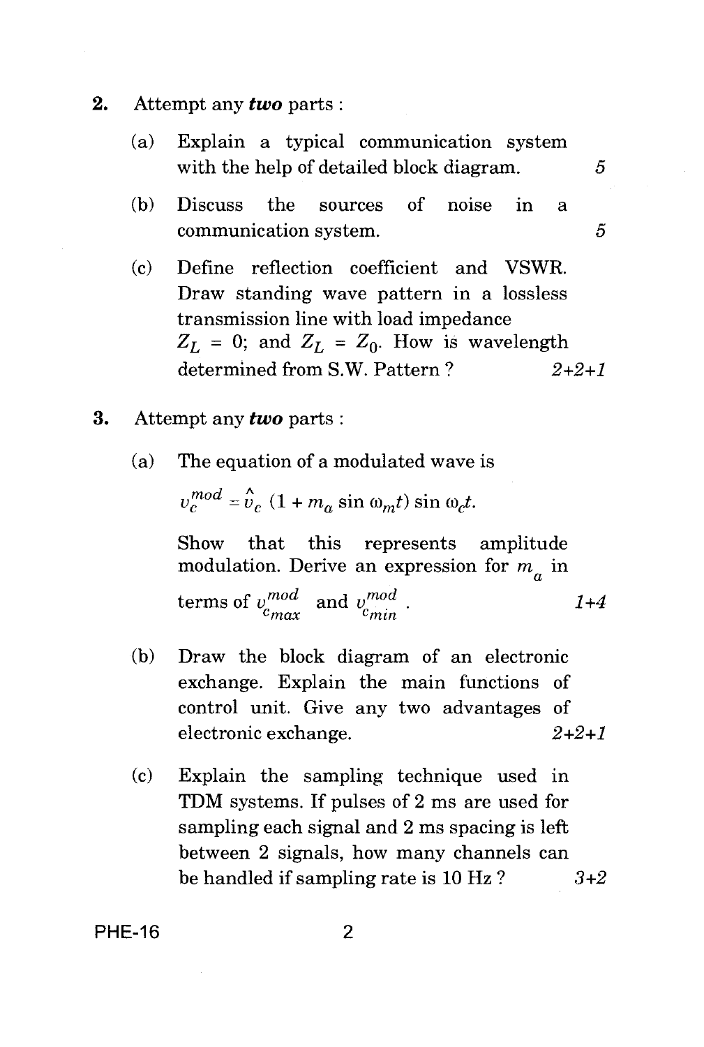2. Attempt any ***two*** parts :

(a) Explain a typical communication system with the help of detailed block diagram. *5*

(b) Discuss the sources of noise in a communication system. *5*

(c) Define reflection coefficient and VSWR. Draw standing wave pattern in a lossless transmission line with load impedance $Z_L = 0$; and $Z_L = Z_0$. How is wavelength determined from S.W. Pattern ? *2+2+1*

3. Attempt any ***two*** parts :

(a) The equation of a modulated wave is

$$v_c^{mod} = \hat{v}_c \, (1 + m_a \sin \omega_m t) \sin \omega_c t.$$

Show that this represents amplitude modulation. Derive an expression for $m_a$ in terms of $v_{c_{max}}^{mod}$ and $v_{c_{min}}^{mod}$ . *1+4*

(b) Draw the block diagram of an electronic exchange. Explain the main functions of control unit. Give any two advantages of electronic exchange. *2+2+1*

(c) Explain the sampling technique used in TDM systems. If pulses of 2 ms are used for sampling each signal and 2 ms spacing is left between 2 signals, how many channels can be handled if sampling rate is 10 Hz ? *3+2*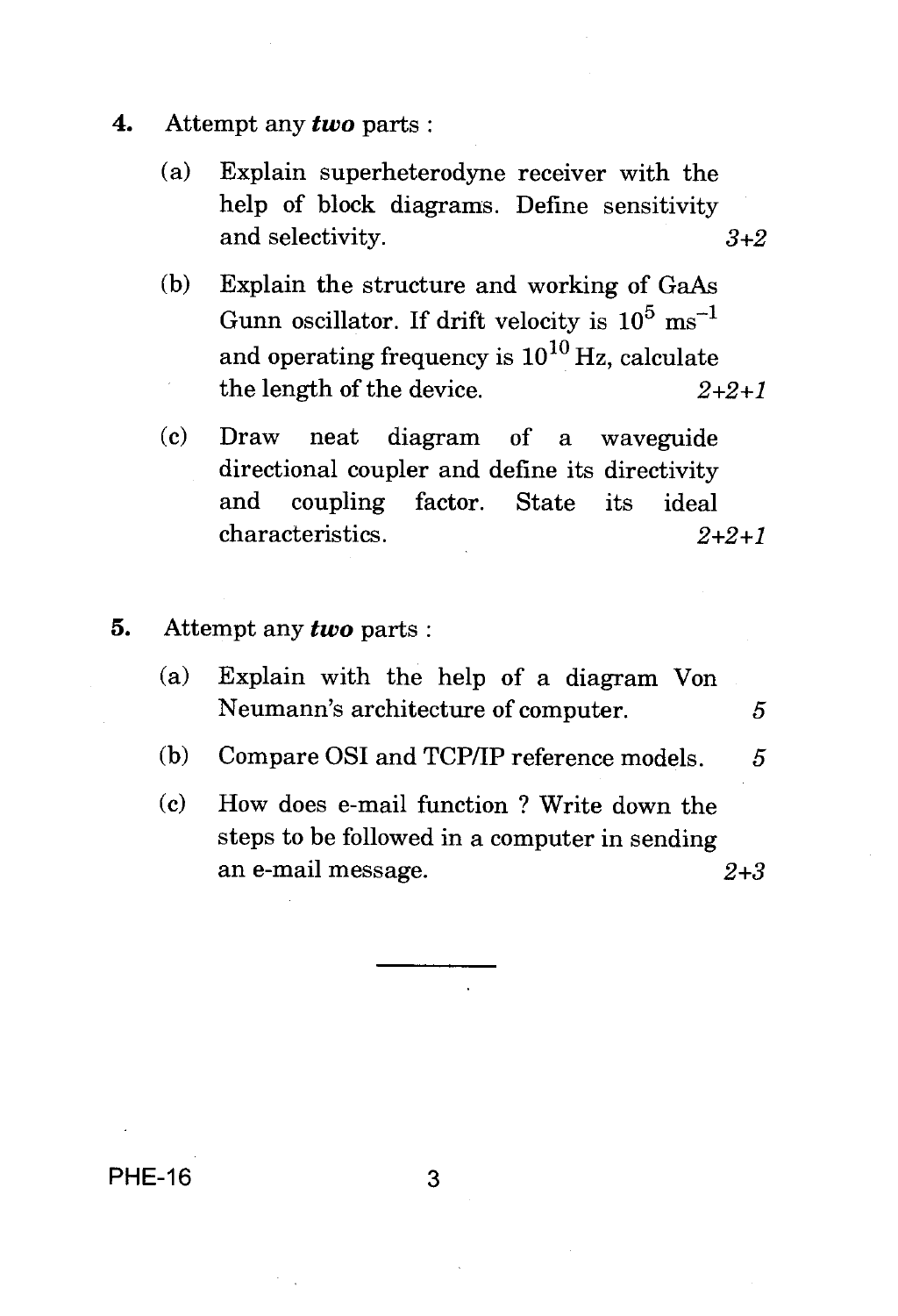4. Attempt any ***two*** parts :

   (a) Explain superheterodyne receiver with the help of block diagrams. Define sensitivity and selectivity. *3+2*

   (b) Explain the structure and working of GaAs Gunn oscillator. If drift velocity is $10^5$ $\text{ms}^{-1}$ and operating frequency is $10^{10}$ Hz, calculate the length of the device. *2+2+1*

   (c) Draw neat diagram of a waveguide directional coupler and define its directivity and coupling factor. State its ideal characteristics. *2+2+1*

5. Attempt any ***two*** parts :

   (a) Explain with the help of a diagram Von Neumann's architecture of computer. *5*

   (b) Compare OSI and TCP/IP reference models. *5*

   (c) How does e-mail function ? Write down the steps to be followed in a computer in sending an e-mail message. *2+3*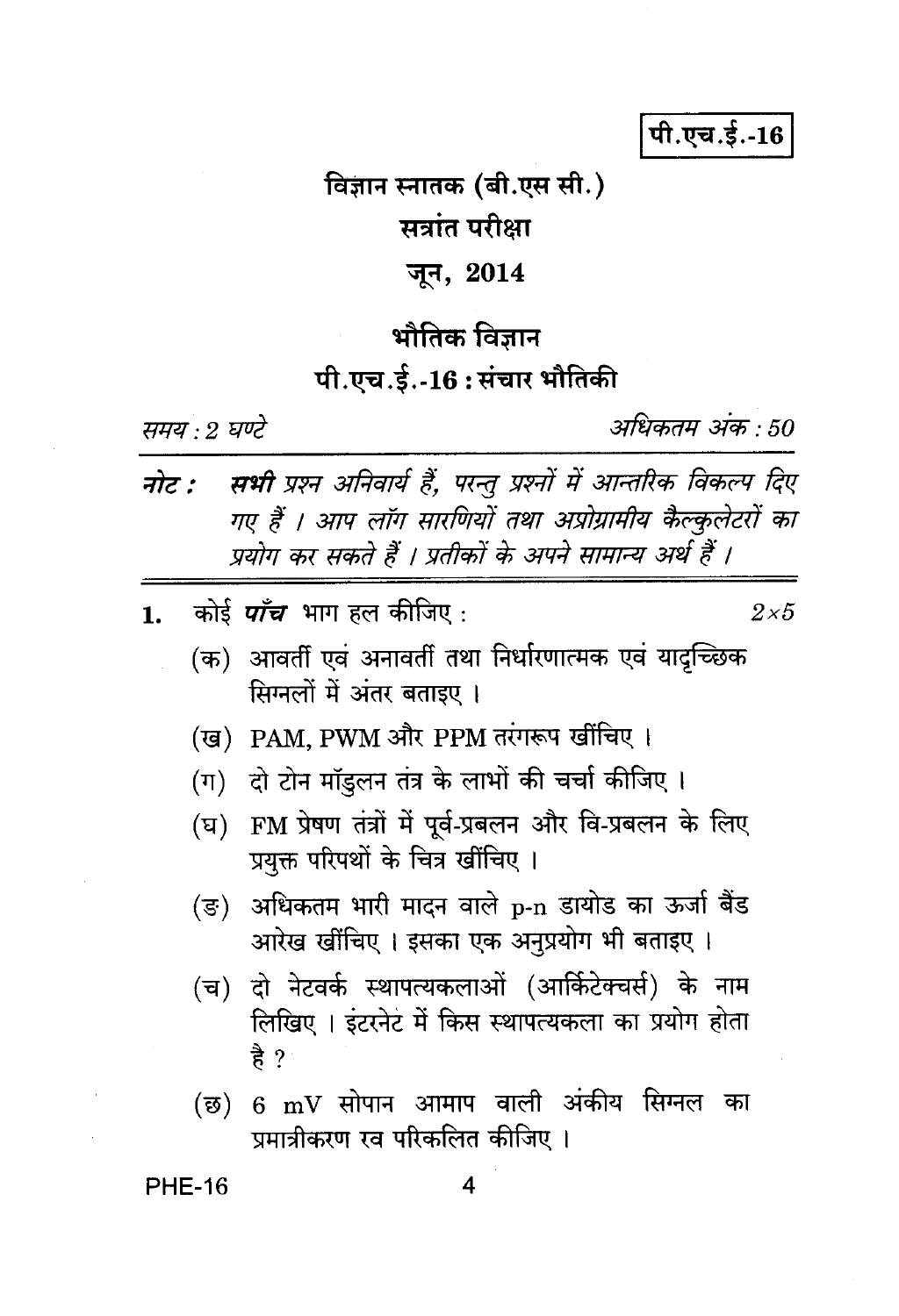पी.एच.ई.-16

# विज्ञान स्नातक (बी.एस सी.)

## सत्रांत परीक्षा

## जून, 2014

# भौतिक विज्ञान

## पी.एच.ई.-16 : संचार भौतिकी

*समय : 2 घण्टे* *अधिकतम अंक : 50*

**नोट :** ***सभी*** *प्रश्न अनिवार्य हैं, परन्तु प्रश्नों में आन्तरिक विकल्प दिए गए हैं । आप लॉग सारणियों तथा अप्रोग्रामीय कैल्कुलेटरों का प्रयोग कर सकते हैं । प्रतीकों के अपने सामान्य अर्थ हैं ।*

1. कोई ***पाँच*** भाग हल कीजिए : $2 \times 5$

   (क) आवर्ती एवं अनावर्ती तथा निर्धारणात्मक एवं यादृच्छिक सिग्नलों में अंतर बताइए ।

   (ख) PAM, PWM और PPM तरंगरूप खींचिए ।

   (ग) दो टोन मॉडुलन तंत्र के लाभों की चर्चा कीजिए ।

   (घ) FM प्रेषण तंत्रों में पूर्व-प्रबलन और वि-प्रबलन के लिए प्रयुक्त परिपथों के चित्र खींचिए ।

   (ङ) अधिकतम भारी मादन वाले p-n डायोड का ऊर्जा बैंड आरेख खींचिए । इसका एक अनुप्रयोग भी बताइए ।

   (च) दो नेटवर्क स्थापत्यकलाओं (आर्किटेक्चर्स) के नाम लिखिए । इंटरनेट में किस स्थापत्यकला का प्रयोग होता है ?

   (छ) 6 mV सोपान आमाप वाली अंकीय सिग्नल का प्रमात्रीकरण रव परिकलित कीजिए ।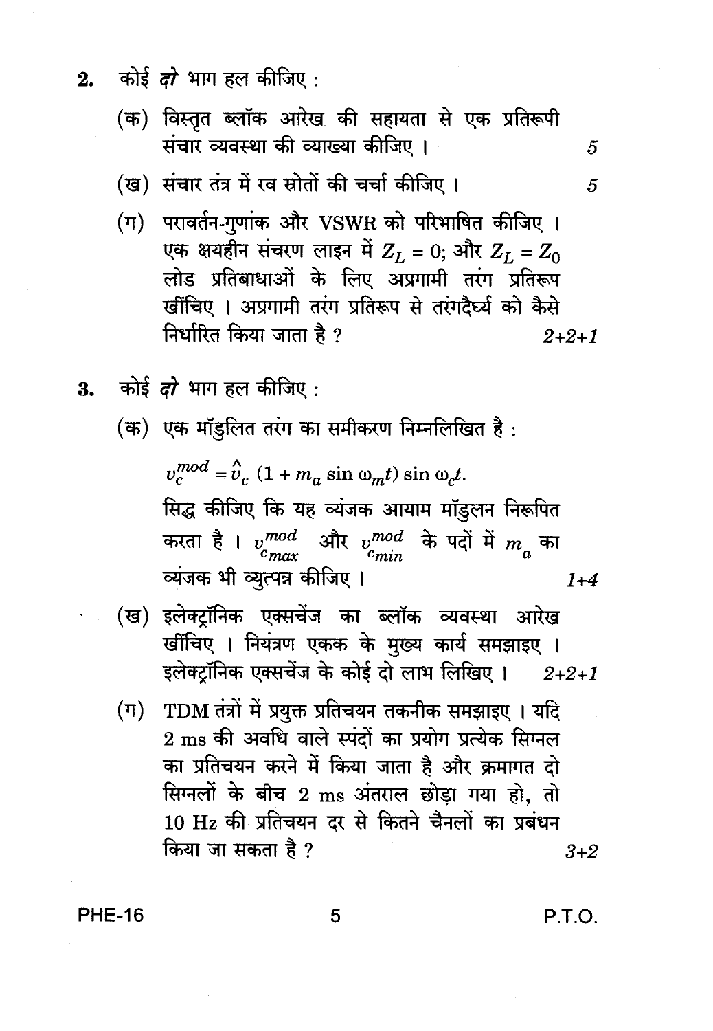2. कोई *दो* भाग हल कीजिए :

(क) विस्तृत ब्लॉक आरेख की सहायता से एक प्रतिरूपी संचार व्यवस्था की व्याख्या कीजिए । *5*

(ख) संचार तंत्र में रव स्रोतों की चर्चा कीजिए । *5*

(ग) परावर्तन-गुणांक और VSWR को परिभाषित कीजिए । एक क्षयहीन संचरण लाइन में $Z_L = 0$; और $Z_L = Z_0$ लोड प्रतिबाधाओं के लिए अप्रगामी तरंग प्रतिरूप खींचिए । अप्रगामी तरंग प्रतिरूप से तरंगदैर्घ्य को कैसे निर्धारित किया जाता है ? *2+2+1*

3. कोई *दो* भाग हल कीजिए :

(क) एक मॉडुलित तरंग का समीकरण निम्नलिखित है :

$$v_c^{mod} = \hat{v}_c \, (1 + m_a \sin \omega_m t) \sin \omega_c t.$$

सिद्ध कीजिए कि यह व्यंजक आयाम मॉडुलन निरूपित करता है । $v_{c_{max}}^{mod}$ और $v_{c_{min}}^{mod}$ के पदों में $m_a$ का व्यंजक भी व्युत्पन्न कीजिए । *1+4*

(ख) इलेक्ट्रॉनिक एक्सचेंज का ब्लॉक व्यवस्था आरेख खींचिए । नियंत्रण एकक के मुख्य कार्य समझाइए । इलेक्ट्रॉनिक एक्सचेंज के कोई दो लाभ लिखिए । *2+2+1*

(ग) TDM तंत्रों में प्रयुक्त प्रतिचयन तकनीक समझाइए । यदि 2 ms की अवधि वाले स्पंदों का प्रयोग प्रत्येक सिग्नल का प्रतिचयन करने में किया जाता है और क्रमागत दो सिग्नलों के बीच 2 ms अंतराल छोड़ा गया हो, तो 10 Hz की प्रतिचयन दर से कितने चैनलों का प्रबंधन किया जा सकता है ? *3+2*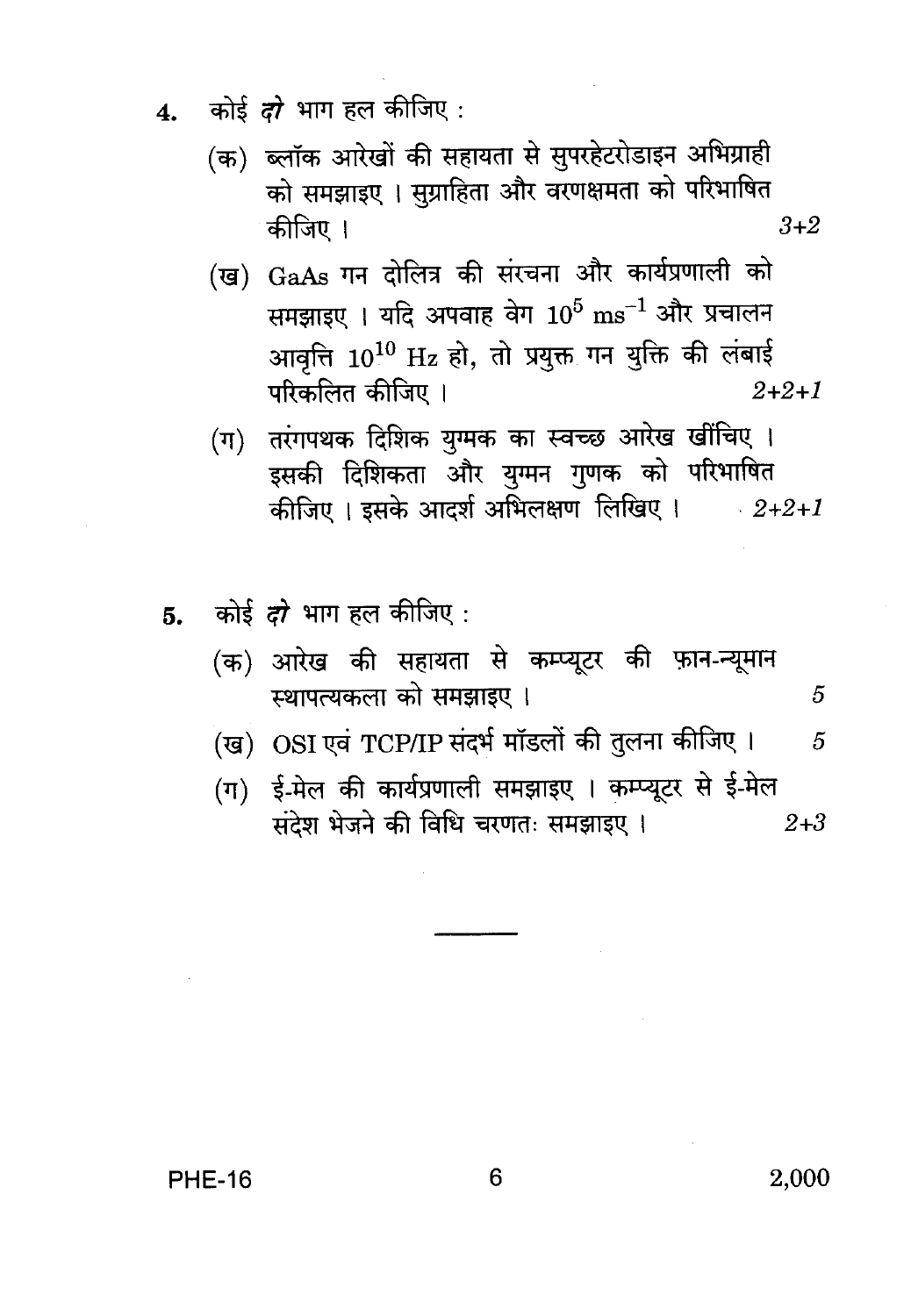4. कोई ***दो*** भाग हल कीजिए :

   (क) ब्लॉक आरेखों की सहायता से सुपरहेटरोडाइन अभिग्राही को समझाइए । सुग्राहिता और वरणक्षमता को परिभाषित कीजिए । *3+2*

   (ख) GaAs गन दोलित्र की संरचना और कार्यप्रणाली को समझाइए । यदि अपवाह वेग $10^5$ $ms^{-1}$ और प्रचालन आवृत्ति $10^{10}$ Hz हो, तो प्रयुक्त गन युक्ति की लंबाई परिकलित कीजिए । *2+2+1*

   (ग) तरंगपथक दिशिक युग्मक का स्वच्छ आरेख खींचिए । इसकी दिशिकता और युग्मन गुणक को परिभाषित कीजिए । इसके आदर्श अभिलक्षण लिखिए । *2+2+1*

5. कोई ***दो*** भाग हल कीजिए :

   (क) आरेख की सहायता से कम्प्यूटर की फ़ान-न्यूमान स्थापत्यकला को समझाइए । *5*

   (ख) OSI एवं TCP/IP संदर्भ मॉडलों की तुलना कीजिए । *5*

   (ग) ई-मेल की कार्यप्रणाली समझाइए । कम्प्यूटर से ई-मेल संदेश भेजने की विधि चरणतः समझाइए । *2+3*

---

PHE-16 2,000